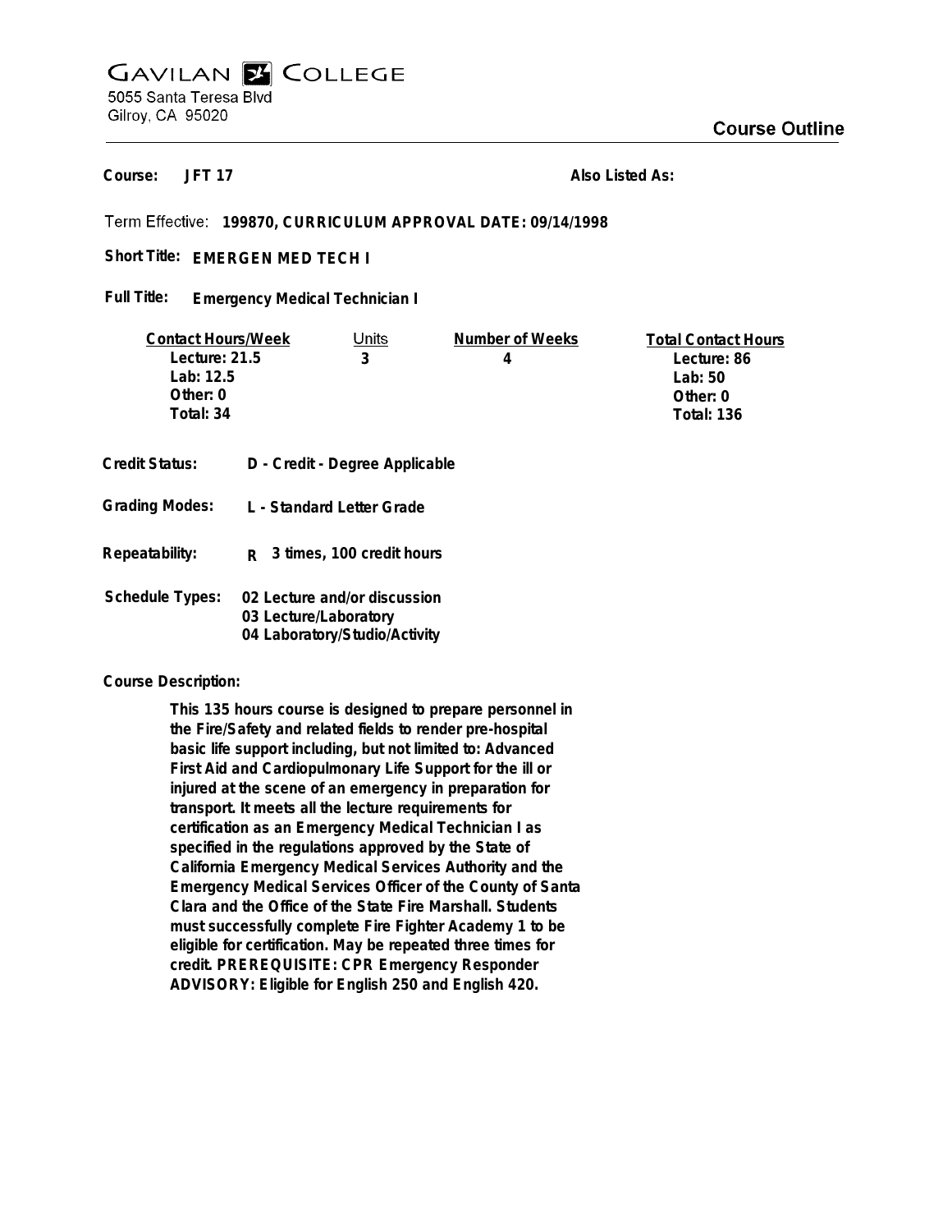# GAVILAN COLLEGE

5055 Santa Teresa Blvd
Gilroy, CA 95020

## Course Outline

**Course:** JFT 17 **Also Listed As:**

Term Effective: **199870, CURRICULUM APPROVAL DATE: 09/14/1998**

**Short Title:** EMERGEN MED TECH I

**Full Title:** Emergency Medical Technician I

| Contact Hours/Week | Units | Number of Weeks | Total Contact Hours |
|---|---|---|---|
| Lecture: 21.5 | 3 | 4 | Lecture: 86 |
| Lab: 12.5 | | | Lab: 50 |
| Other: 0 | | | Other: 0 |
| Total: 34 | | | Total: 136 |

**Credit Status:** D - Credit - Degree Applicable

**Grading Modes:** L - Standard Letter Grade

**Repeatability:** R 3 times, 100 credit hours

**Schedule Types:** 02 Lecture and/or discussion
03 Lecture/Laboratory
04 Laboratory/Studio/Activity

**Course Description:**

This 135 hours course is designed to prepare personnel in the Fire/Safety and related fields to render pre-hospital basic life support including, but not limited to: Advanced First Aid and Cardiopulmonary Life Support for the ill or injured at the scene of an emergency in preparation for transport. It meets all the lecture requirements for certification as an Emergency Medical Technician I as specified in the regulations approved by the State of California Emergency Medical Services Authority and the Emergency Medical Services Officer of the County of Santa Clara and the Office of the State Fire Marshall. Students must successfully complete Fire Fighter Academy 1 to be eligible for certification. May be repeated three times for credit. PREREQUISITE: CPR Emergency Responder ADVISORY: Eligible for English 250 and English 420.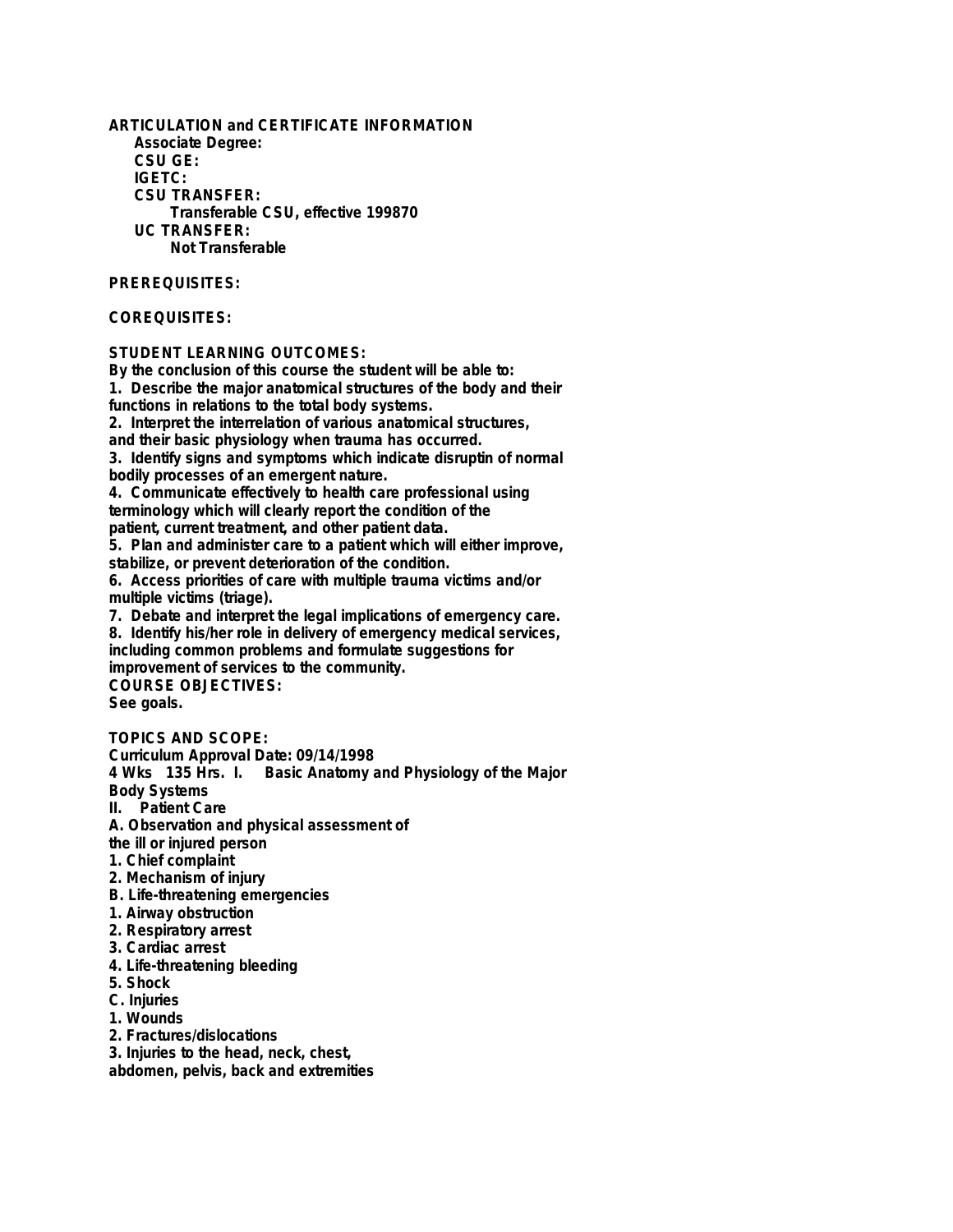**ARTICULATION and CERTIFICATE INFORMATION**

**Associate Degree:**

**CSU GE:**

**IGETC:**

**CSU TRANSFER:**

Transferable CSU, effective 199870

**UC TRANSFER:**

Not Transferable

**PREREQUISITES:**

**COREQUISITES:**

**STUDENT LEARNING OUTCOMES:**

By the conclusion of this course the student will be able to:

1. Describe the major anatomical structures of the body and their functions in relations to the total body systems.
2. Interpret the interrelation of various anatomical structures, and their basic physiology when trauma has occurred.
3. Identify signs and symptoms which indicate disruptin of normal bodily processes of an emergent nature.
4. Communicate effectively to health care professional using terminology which will clearly report the condition of the patient, current treatment, and other patient data.
5. Plan and administer care to a patient which will either improve, stabilize, or prevent deterioration of the condition.
6. Access priorities of care with multiple trauma victims and/or multiple victims (triage).
7. Debate and interpret the legal implications of emergency care.
8. Identify his/her role in delivery of emergency medical services, including common problems and formulate suggestions for improvement of services to the community.

**COURSE OBJECTIVES:**

See goals.

**TOPICS AND SCOPE:**

Curriculum Approval Date: 09/14/1998

4 Wks 135 Hrs. I. Basic Anatomy and Physiology of the Major Body Systems

II. Patient Care

A. Observation and physical assessment of the ill or injured person

1. Chief complaint
2. Mechanism of injury

B. Life-threatening emergencies

1. Airway obstruction
2. Respiratory arrest
3. Cardiac arrest
4. Life-threatening bleeding
5. Shock

C. Injuries

1. Wounds
2. Fractures/dislocations
3. Injuries to the head, neck, chest, abdomen, pelvis, back and extremities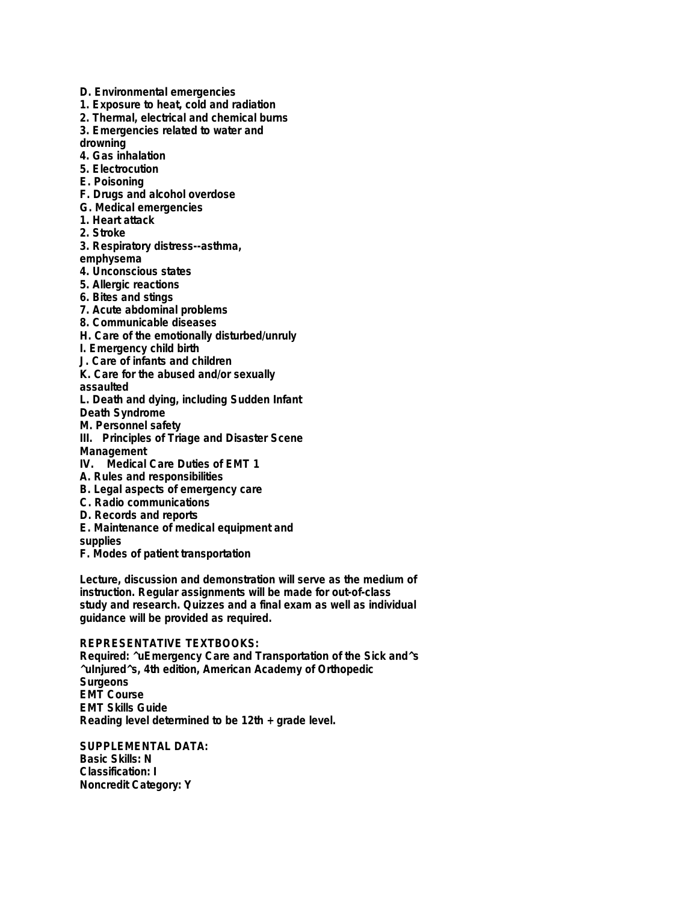D. Environmental emergencies
1. Exposure to heat, cold and radiation
2. Thermal, electrical and chemical burns
3. Emergencies related to water and drowning
4. Gas inhalation
5. Electrocution

E. Poisoning

F. Drugs and alcohol overdose

G. Medical emergencies
1. Heart attack
2. Stroke
3. Respiratory distress--asthma, emphysema
4. Unconscious states
5. Allergic reactions
6. Bites and stings
7. Acute abdominal problems
8. Communicable diseases

H. Care of the emotionally disturbed/unruly

I. Emergency child birth

J. Care of infants and children

K. Care for the abused and/or sexually assaulted

L. Death and dying, including Sudden Infant Death Syndrome

M. Personnel safety

III. Principles of Triage and Disaster Scene Management

IV. Medical Care Duties of EMT 1

A. Rules and responsibilities

B. Legal aspects of emergency care

C. Radio communications

D. Records and reports

E. Maintenance of medical equipment and supplies

F. Modes of patient transportation

Lecture, discussion and demonstration will serve as the medium of instruction. Regular assignments will be made for out-of-class study and research. Quizzes and a final exam as well as individual guidance will be provided as required.

**REPRESENTATIVE TEXTBOOKS:**
Required: ^uEmergency Care and Transportation of the Sick and^s ^uInjured^s, 4th edition, American Academy of Orthopedic Surgeons
EMT Course
EMT Skills Guide
Reading level determined to be 12th + grade level.

**SUPPLEMENTAL DATA:**
Basic Skills: N
Classification: I
Noncredit Category: Y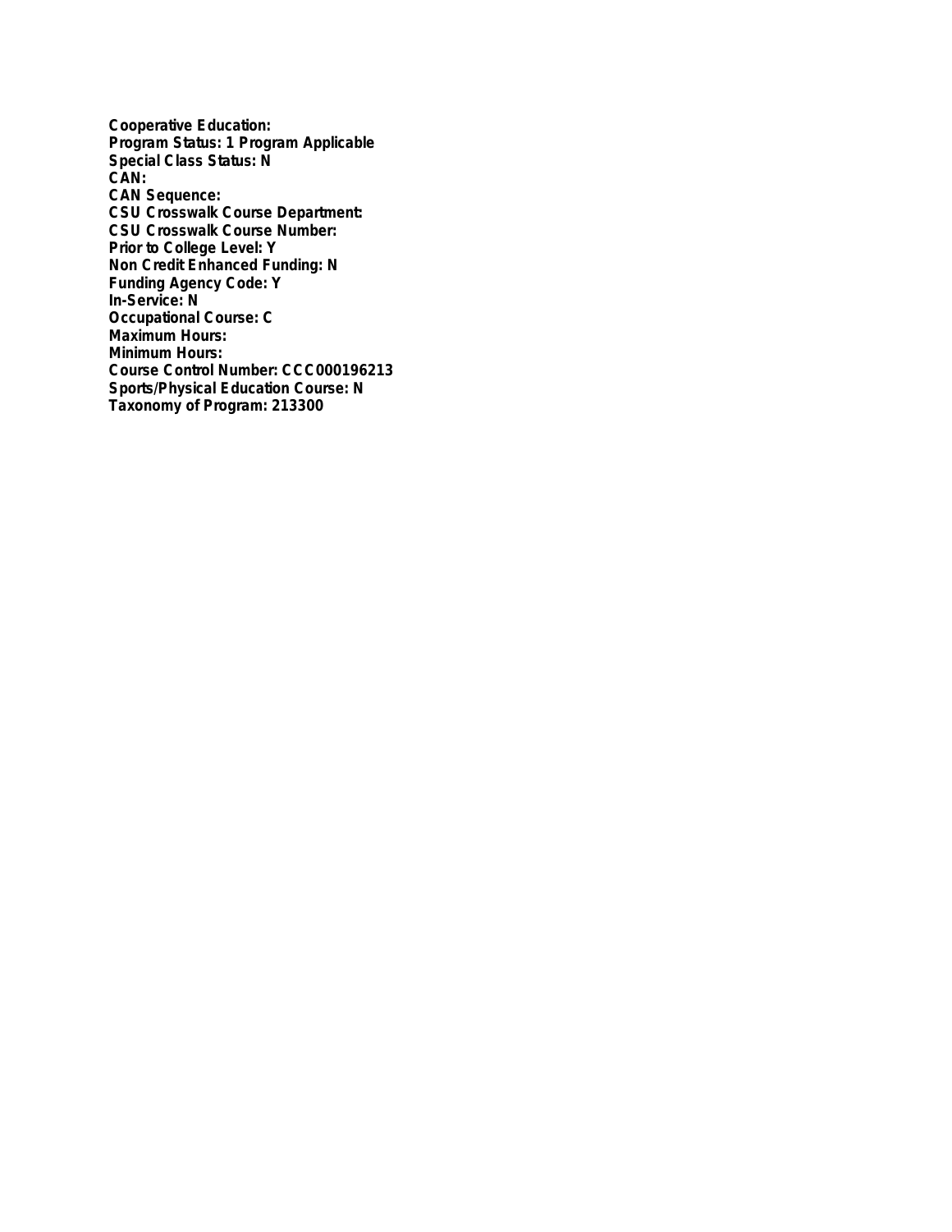**Cooperative Education:**
**Program Status: 1 Program Applicable**
**Special Class Status: N**
**CAN:**
**CAN Sequence:**
**CSU Crosswalk Course Department:**
**CSU Crosswalk Course Number:**
**Prior to College Level: Y**
**Non Credit Enhanced Funding: N**
**Funding Agency Code: Y**
**In-Service: N**
**Occupational Course: C**
**Maximum Hours:**
**Minimum Hours:**
**Course Control Number: CCC000196213**
**Sports/Physical Education Course: N**
**Taxonomy of Program: 213300**